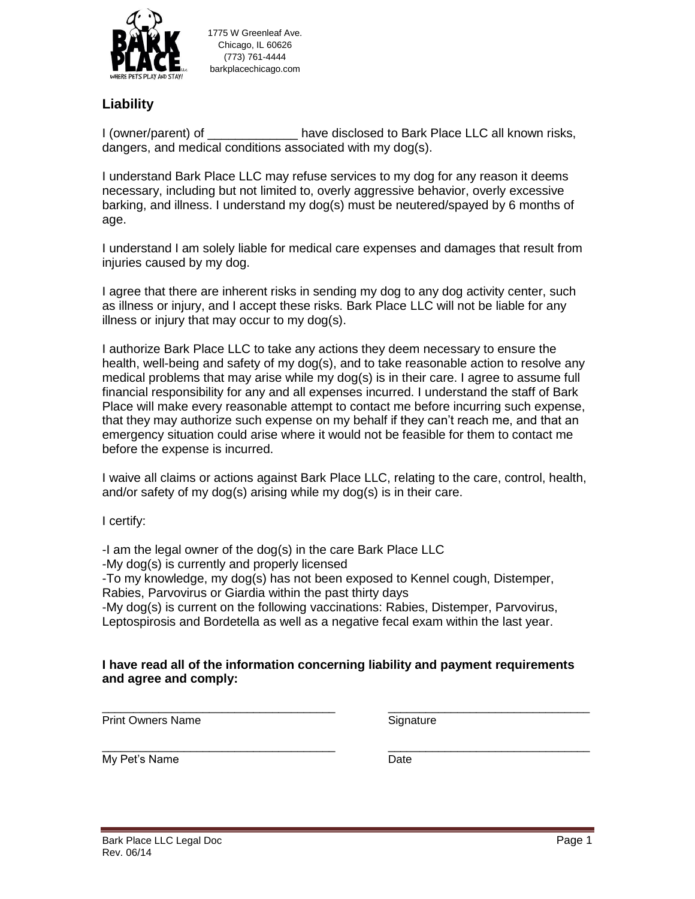1775 W Greenleaf Ave.
Chicago, IL 60626
(773) 761-4444
barkplacechicago.com

## Liability

I (owner/parent) of _____________ have disclosed to Bark Place LLC all known risks, dangers, and medical conditions associated with my dog(s).

I understand Bark Place LLC may refuse services to my dog for any reason it deems necessary, including but not limited to, overly aggressive behavior, overly excessive barking, and illness. I understand my dog(s) must be neutered/spayed by 6 months of age.

I understand I am solely liable for medical care expenses and damages that result from injuries caused by my dog.

I agree that there are inherent risks in sending my dog to any dog activity center, such as illness or injury, and I accept these risks. Bark Place LLC will not be liable for any illness or injury that may occur to my dog(s).

I authorize Bark Place LLC to take any actions they deem necessary to ensure the health, well-being and safety of my dog(s), and to take reasonable action to resolve any medical problems that may arise while my dog(s) is in their care. I agree to assume full financial responsibility for any and all expenses incurred. I understand the staff of Bark Place will make every reasonable attempt to contact me before incurring such expense, that they may authorize such expense on my behalf if they can't reach me, and that an emergency situation could arise where it would not be feasible for them to contact me before the expense is incurred.

I waive all claims or actions against Bark Place LLC, relating to the care, control, health, and/or safety of my dog(s) arising while my dog(s) is in their care.

I certify:

-I am the legal owner of the dog(s) in the care Bark Place LLC
-My dog(s) is currently and properly licensed
-To my knowledge, my dog(s) has not been exposed to Kennel cough, Distemper, Rabies, Parvovirus or Giardia within the past thirty days
-My dog(s) is current on the following vaccinations: Rabies, Distemper, Parvovirus, Leptospirosis and Bordetella as well as a negative fecal exam within the last year.

**I have read all of the information concerning liability and payment requirements and agree and comply:**

___________________________________ ______________________________
Print Owners Name Signature

___________________________________ ______________________________
My Pet's Name Date

Bark Place LLC Legal Doc
Rev. 06/14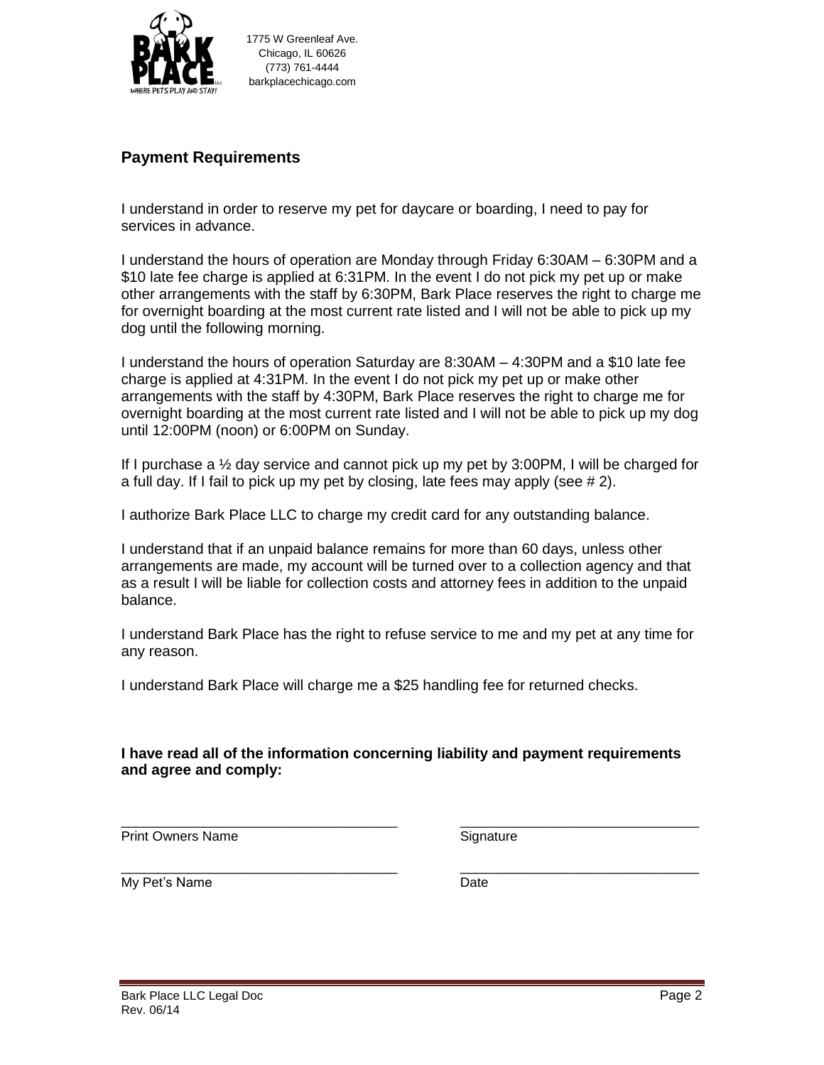1775 W Greenleaf Ave.
Chicago, IL 60626
(773) 761-4444
barkplacechicago.com

## Payment Requirements

I understand in order to reserve my pet for daycare or boarding, I need to pay for services in advance.

I understand the hours of operation are Monday through Friday 6:30AM – 6:30PM and a $10 late fee charge is applied at 6:31PM. In the event I do not pick my pet up or make other arrangements with the staff by 6:30PM, Bark Place reserves the right to charge me for overnight boarding at the most current rate listed and I will not be able to pick up my dog until the following morning.

I understand the hours of operation Saturday are 8:30AM – 4:30PM and a $10 late fee charge is applied at 4:31PM. In the event I do not pick my pet up or make other arrangements with the staff by 4:30PM, Bark Place reserves the right to charge me for overnight boarding at the most current rate listed and I will not be able to pick up my dog until 12:00PM (noon) or 6:00PM on Sunday.

If I purchase a ½ day service and cannot pick up my pet by 3:00PM, I will be charged for a full day. If I fail to pick up my pet by closing, late fees may apply (see # 2).

I authorize Bark Place LLC to charge my credit card for any outstanding balance.

I understand that if an unpaid balance remains for more than 60 days, unless other arrangements are made, my account will be turned over to a collection agency and that as a result I will be liable for collection costs and attorney fees in addition to the unpaid balance.

I understand Bark Place has the right to refuse service to me and my pet at any time for any reason.

I understand Bark Place will charge me a $25 handling fee for returned checks.

**I have read all of the information concerning liability and payment requirements and agree and comply:**

_____________________________________ _______________________________
Print Owners Name Signature

_____________________________________ _______________________________
My Pet's Name Date

Bark Place LLC Legal Doc
Rev. 06/14